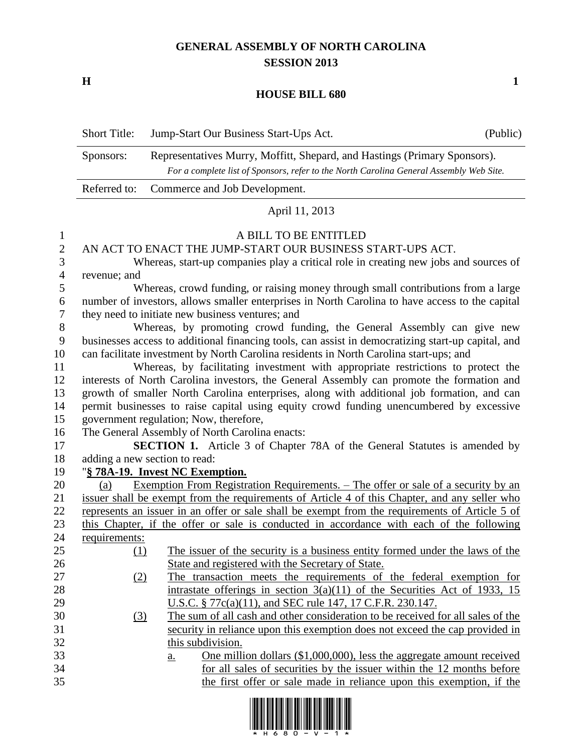# GENERAL ASSEMBLY OF NORTH CAROLINA
## SESSION 2013

**H** **1**

## HOUSE BILL 680

| Short Title: | Jump-Start Our Business Start-Ups Act. | (Public) |
|---|---|---|
| Sponsors: | Representatives Murry, Moffitt, Shepard, and Hastings (Primary Sponsors). *For a complete list of Sponsors, refer to the North Carolina General Assembly Web Site.* | |
| Referred to: | Commerce and Job Development. | |

April 11, 2013

A BILL TO BE ENTITLED

AN ACT TO ENACT THE JUMP-START OUR BUSINESS START-UPS ACT.

Whereas, start-up companies play a critical role in creating new jobs and sources of revenue; and

Whereas, crowd funding, or raising money through small contributions from a large number of investors, allows smaller enterprises in North Carolina to have access to the capital they need to initiate new business ventures; and

Whereas, by promoting crowd funding, the General Assembly can give new businesses access to additional financing tools, can assist in democratizing start-up capital, and can facilitate investment by North Carolina residents in North Carolina start-ups; and

Whereas, by facilitating investment with appropriate restrictions to protect the interests of North Carolina investors, the General Assembly can promote the formation and growth of smaller North Carolina enterprises, along with additional job formation, and can permit businesses to raise capital using equity crowd funding unencumbered by excessive government regulation; Now, therefore,

The General Assembly of North Carolina enacts:

**SECTION 1.** Article 3 of Chapter 78A of the General Statutes is amended by adding a new section to read:

"**§ 78A-19. Invest NC Exemption.**

(a) Exemption From Registration Requirements. – The offer or sale of a security by an issuer shall be exempt from the requirements of Article 4 of this Chapter, and any seller who represents an issuer in an offer or sale shall be exempt from the requirements of Article 5 of this Chapter, if the offer or sale is conducted in accordance with each of the following requirements:

(1) The issuer of the security is a business entity formed under the laws of the State and registered with the Secretary of State.

(2) The transaction meets the requirements of the federal exemption for intrastate offerings in section 3(a)(11) of the Securities Act of 1933, 15 U.S.C. § 77c(a)(11), and SEC rule 147, 17 C.F.R. 230.147.

(3) The sum of all cash and other consideration to be received for all sales of the security in reliance upon this exemption does not exceed the cap provided in this subdivision.

a. One million dollars ($1,000,000), less the aggregate amount received for all sales of securities by the issuer within the 12 months before the first offer or sale made in reliance upon this exemption, if the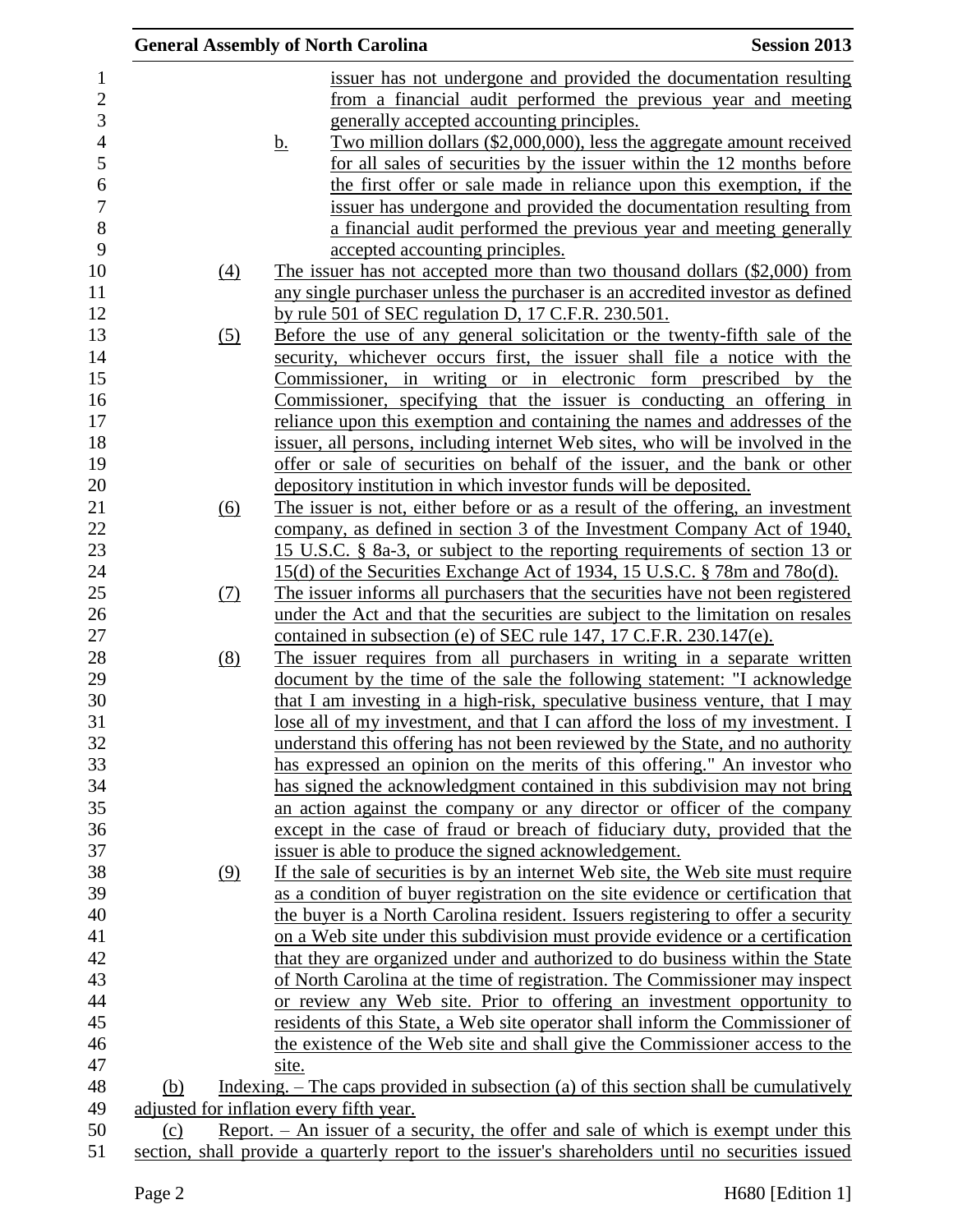issuer has not undergone and provided the documentation resulting from a financial audit performed the previous year and meeting generally accepted accounting principles.

b. Two million dollars ($2,000,000), less the aggregate amount received for all sales of securities by the issuer within the 12 months before the first offer or sale made in reliance upon this exemption, if the issuer has undergone and provided the documentation resulting from a financial audit performed the previous year and meeting generally accepted accounting principles.

(4) The issuer has not accepted more than two thousand dollars ($2,000) from any single purchaser unless the purchaser is an accredited investor as defined by rule 501 of SEC regulation D, 17 C.F.R. 230.501.

(5) Before the use of any general solicitation or the twenty-fifth sale of the security, whichever occurs first, the issuer shall file a notice with the Commissioner, in writing or in electronic form prescribed by the Commissioner, specifying that the issuer is conducting an offering in reliance upon this exemption and containing the names and addresses of the issuer, all persons, including internet Web sites, who will be involved in the offer or sale of securities on behalf of the issuer, and the bank or other depository institution in which investor funds will be deposited.

(6) The issuer is not, either before or as a result of the offering, an investment company, as defined in section 3 of the Investment Company Act of 1940, 15 U.S.C. § 8a-3, or subject to the reporting requirements of section 13 or 15(d) of the Securities Exchange Act of 1934, 15 U.S.C. § 78m and 78o(d).

(7) The issuer informs all purchasers that the securities have not been registered under the Act and that the securities are subject to the limitation on resales contained in subsection (e) of SEC rule 147, 17 C.F.R. 230.147(e).

(8) The issuer requires from all purchasers in writing in a separate written document by the time of the sale the following statement: "I acknowledge that I am investing in a high-risk, speculative business venture, that I may lose all of my investment, and that I can afford the loss of my investment. I understand this offering has not been reviewed by the State, and no authority has expressed an opinion on the merits of this offering." An investor who has signed the acknowledgment contained in this subdivision may not bring an action against the company or any director or officer of the company except in the case of fraud or breach of fiduciary duty, provided that the issuer is able to produce the signed acknowledgement.

(9) If the sale of securities is by an internet Web site, the Web site must require as a condition of buyer registration on the site evidence or certification that the buyer is a North Carolina resident. Issuers registering to offer a security on a Web site under this subdivision must provide evidence or a certification that they are organized under and authorized to do business within the State of North Carolina at the time of registration. The Commissioner may inspect or review any Web site. Prior to offering an investment opportunity to residents of this State, a Web site operator shall inform the Commissioner of the existence of the Web site and shall give the Commissioner access to the site.

(b) Indexing. – The caps provided in subsection (a) of this section shall be cumulatively adjusted for inflation every fifth year.

(c) Report. – An issuer of a security, the offer and sale of which is exempt under this section, shall provide a quarterly report to the issuer's shareholders until no securities issued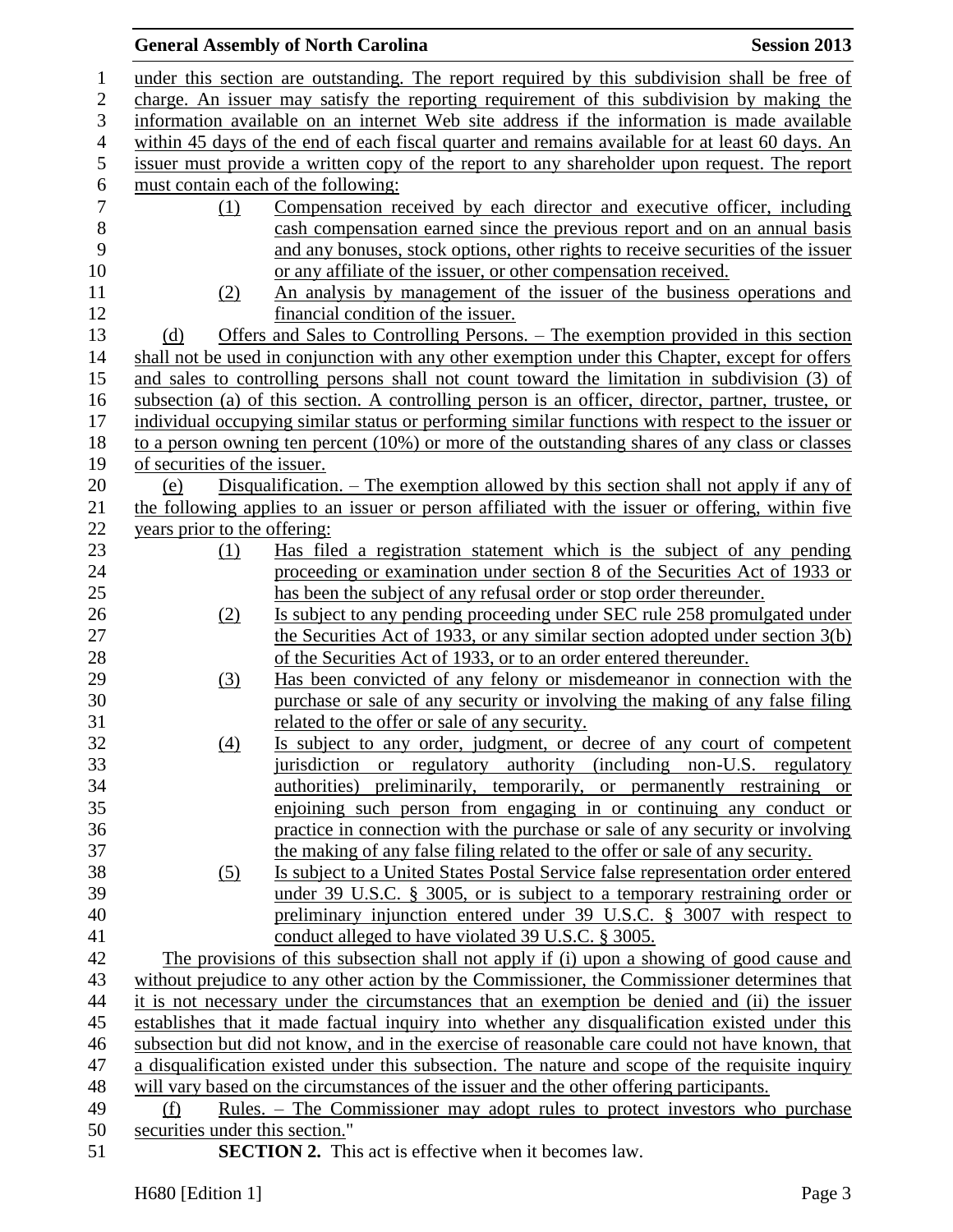under this section are outstanding. The report required by this subdivision shall be free of charge. An issuer may satisfy the reporting requirement of this subdivision by making the information available on an internet Web site address if the information is made available within 45 days of the end of each fiscal quarter and remains available for at least 60 days. An issuer must provide a written copy of the report to any shareholder upon request. The report must contain each of the following:

(1) Compensation received by each director and executive officer, including cash compensation earned since the previous report and on an annual basis and any bonuses, stock options, other rights to receive securities of the issuer or any affiliate of the issuer, or other compensation received.

(2) An analysis by management of the issuer of the business operations and financial condition of the issuer.

(d) Offers and Sales to Controlling Persons. – The exemption provided in this section shall not be used in conjunction with any other exemption under this Chapter, except for offers and sales to controlling persons shall not count toward the limitation in subdivision (3) of subsection (a) of this section. A controlling person is an officer, director, partner, trustee, or individual occupying similar status or performing similar functions with respect to the issuer or to a person owning ten percent (10%) or more of the outstanding shares of any class or classes of securities of the issuer.

(e) Disqualification. – The exemption allowed by this section shall not apply if any of the following applies to an issuer or person affiliated with the issuer or offering, within five years prior to the offering:

(1) Has filed a registration statement which is the subject of any pending proceeding or examination under section 8 of the Securities Act of 1933 or has been the subject of any refusal order or stop order thereunder.

(2) Is subject to any pending proceeding under SEC rule 258 promulgated under the Securities Act of 1933, or any similar section adopted under section 3(b) of the Securities Act of 1933, or to an order entered thereunder.

(3) Has been convicted of any felony or misdemeanor in connection with the purchase or sale of any security or involving the making of any false filing related to the offer or sale of any security.

(4) Is subject to any order, judgment, or decree of any court of competent jurisdiction or regulatory authority (including non-U.S. regulatory authorities) preliminarily, temporarily, or permanently restraining or enjoining such person from engaging in or continuing any conduct or practice in connection with the purchase or sale of any security or involving the making of any false filing related to the offer or sale of any security.

(5) Is subject to a United States Postal Service false representation order entered under 39 U.S.C. § 3005, or is subject to a temporary restraining order or preliminary injunction entered under 39 U.S.C. § 3007 with respect to conduct alleged to have violated 39 U.S.C. § 3005.

The provisions of this subsection shall not apply if (i) upon a showing of good cause and without prejudice to any other action by the Commissioner, the Commissioner determines that it is not necessary under the circumstances that an exemption be denied and (ii) the issuer establishes that it made factual inquiry into whether any disqualification existed under this subsection but did not know, and in the exercise of reasonable care could not have known, that a disqualification existed under this subsection. The nature and scope of the requisite inquiry will vary based on the circumstances of the issuer and the other offering participants.

(f) Rules. – The Commissioner may adopt rules to protect investors who purchase securities under this section."

**SECTION 2.** This act is effective when it becomes law.